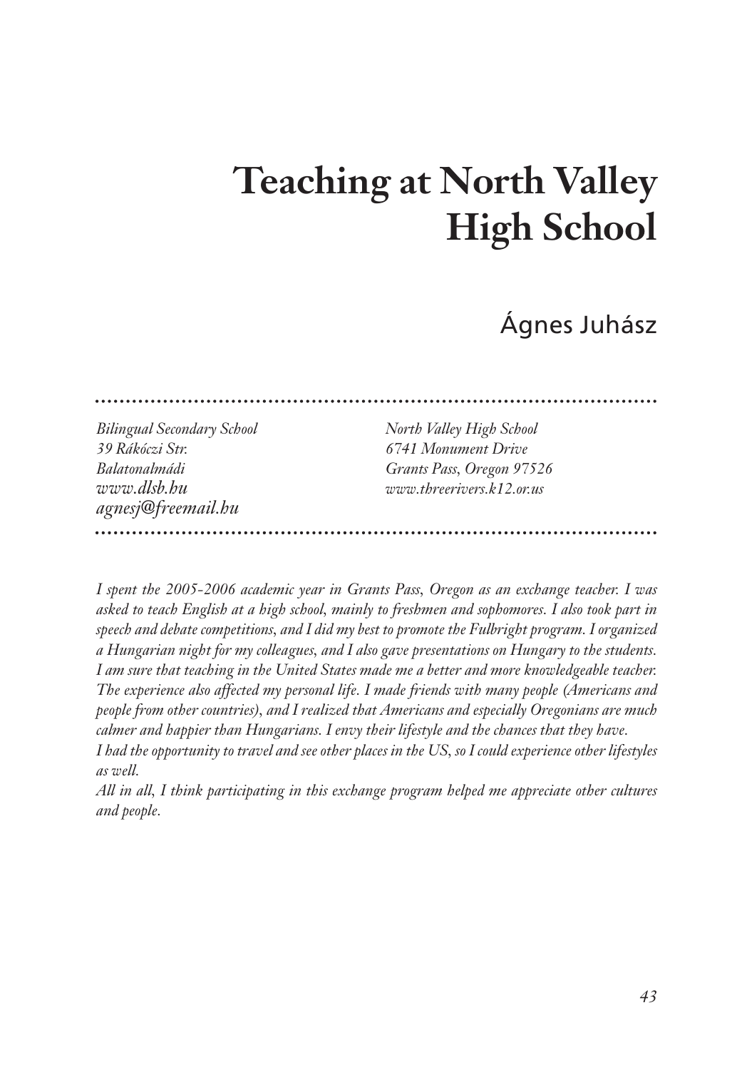# Teaching at North Valley High School

Ágnes Juhász

*Bilingual Secondary School*
*39 Rákóczi Str.*
*Balatonalmádi*
*www.dlsb.hu*
*agnesj@freemail.hu*

*North Valley High School*
*6741 Monument Drive*
*Grants Pass, Oregon 97526*
*www.threerivers.k12.or.us*

*I spent the 2005-2006 academic year in Grants Pass, Oregon as an exchange teacher. I was asked to teach English at a high school, mainly to freshmen and sophomores. I also took part in speech and debate competitions, and I did my best to promote the Fulbright program. I organized a Hungarian night for my colleagues, and I also gave presentations on Hungary to the students. I am sure that teaching in the United States made me a better and more knowledgeable teacher. The experience also affected my personal life. I made friends with many people (Americans and people from other countries), and I realized that Americans and especially Oregonians are much calmer and happier than Hungarians. I envy their lifestyle and the chances that they have.*

*I had the opportunity to travel and see other places in the US, so I could experience other lifestyles as well.*

*All in all, I think participating in this exchange program helped me appreciate other cultures and people.*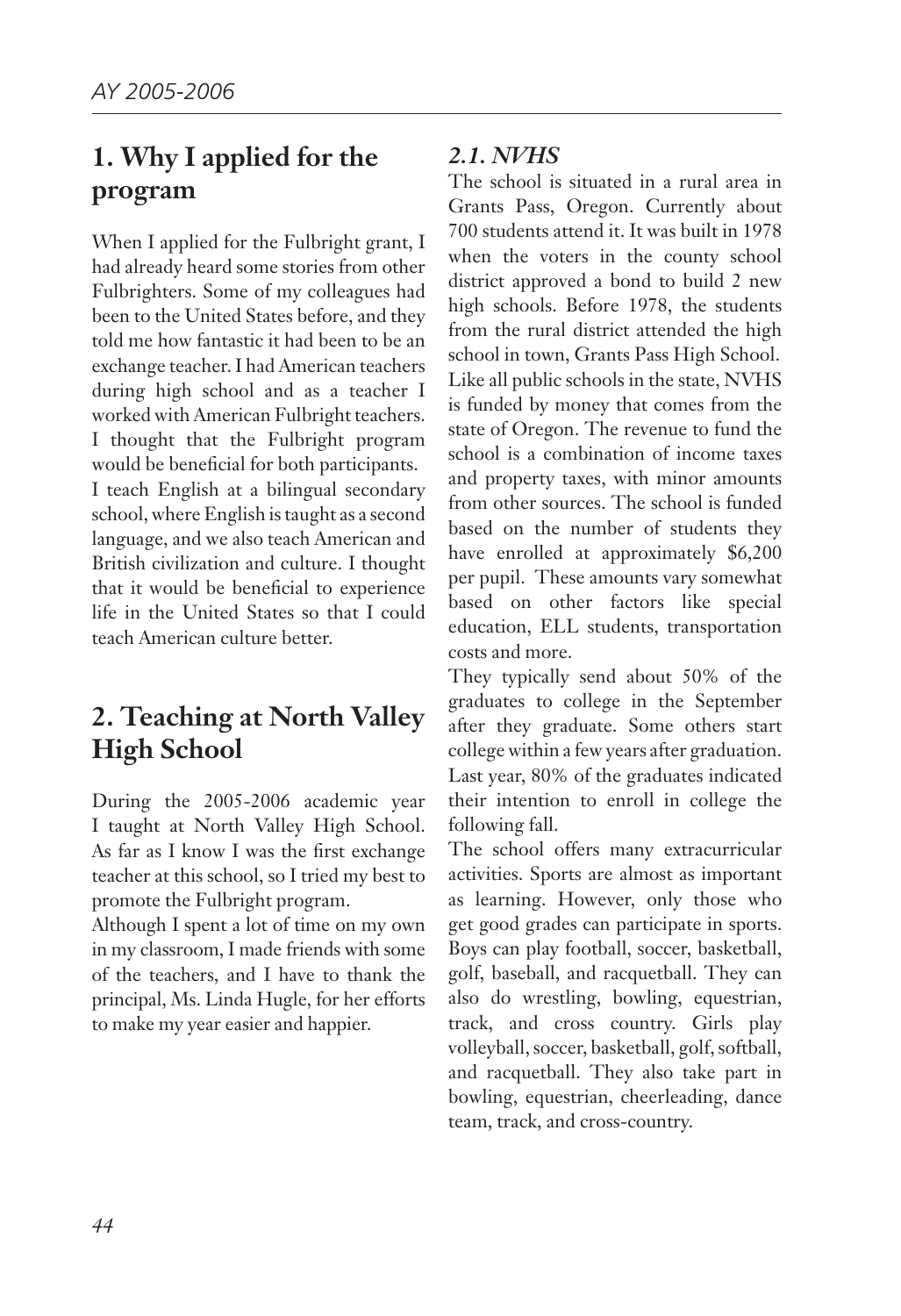## 1. Why I applied for the program

When I applied for the Fulbright grant, I had already heard some stories from other Fulbrighters. Some of my colleagues had been to the United States before, and they told me how fantastic it had been to be an exchange teacher. I had American teachers during high school and as a teacher I worked with American Fulbright teachers. I thought that the Fulbright program would be beneficial for both participants.

I teach English at a bilingual secondary school, where English is taught as a second language, and we also teach American and British civilization and culture. I thought that it would be beneficial to experience life in the United States so that I could teach American culture better.

## 2. Teaching at North Valley High School

During the 2005-2006 academic year I taught at North Valley High School. As far as I know I was the first exchange teacher at this school, so I tried my best to promote the Fulbright program.

Although I spent a lot of time on my own in my classroom, I made friends with some of the teachers, and I have to thank the principal, Ms. Linda Hugle, for her efforts to make my year easier and happier.

### *2.1. NVHS*

The school is situated in a rural area in Grants Pass, Oregon. Currently about 700 students attend it. It was built in 1978 when the voters in the county school district approved a bond to build 2 new high schools. Before 1978, the students from the rural district attended the high school in town, Grants Pass High School. Like all public schools in the state, NVHS is funded by money that comes from the state of Oregon. The revenue to fund the school is a combination of income taxes and property taxes, with minor amounts from other sources. The school is funded based on the number of students they have enrolled at approximately $6,200 per pupil. These amounts vary somewhat based on other factors like special education, ELL students, transportation costs and more.

They typically send about 50% of the graduates to college in the September after they graduate. Some others start college within a few years after graduation. Last year, 80% of the graduates indicated their intention to enroll in college the following fall.

The school offers many extracurricular activities. Sports are almost as important as learning. However, only those who get good grades can participate in sports. Boys can play football, soccer, basketball, golf, baseball, and racquetball. They can also do wrestling, bowling, equestrian, track, and cross country. Girls play volleyball, soccer, basketball, golf, softball, and racquetball. They also take part in bowling, equestrian, cheerleading, dance team, track, and cross-country.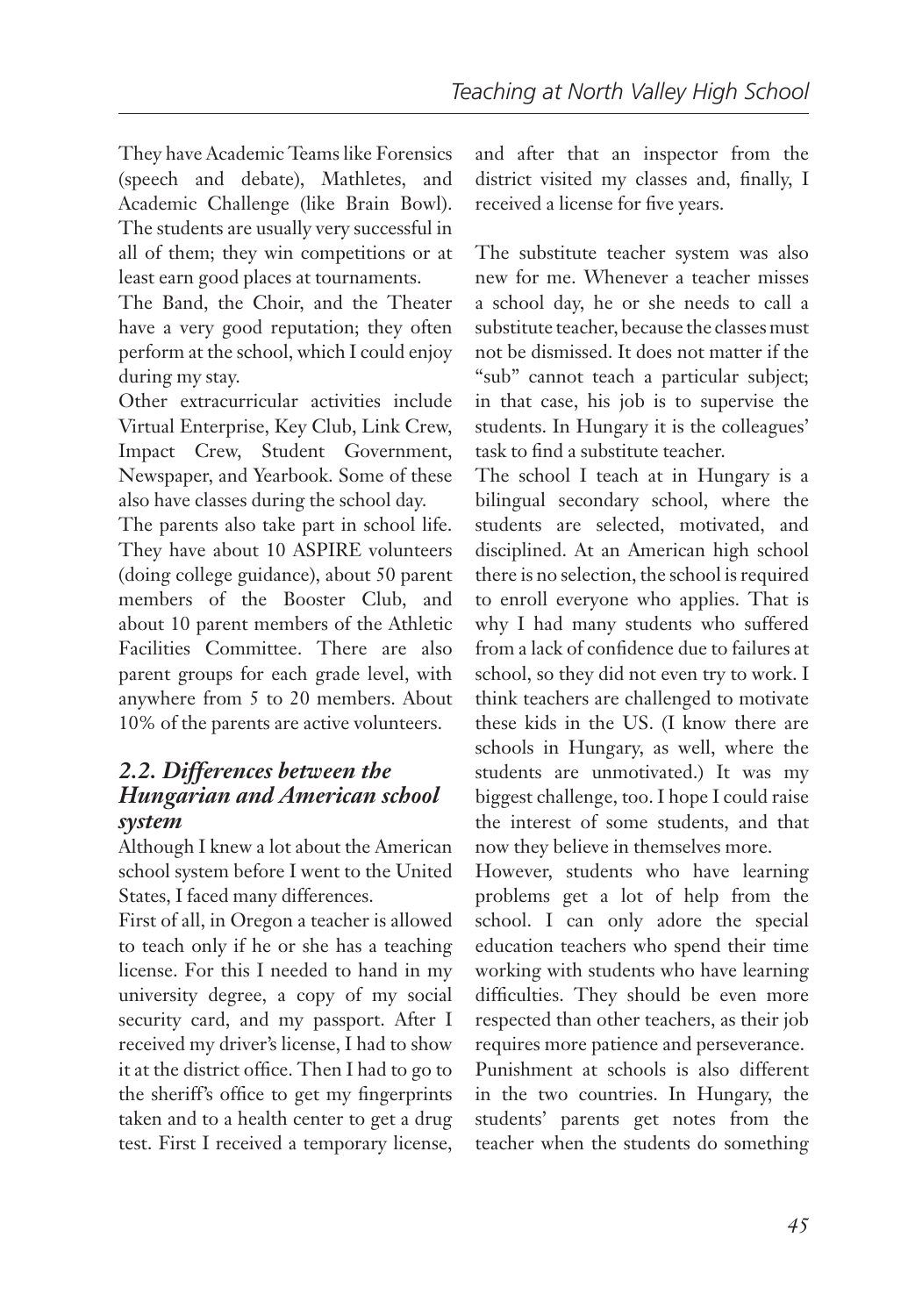They have Academic Teams like Forensics (speech and debate), Mathletes, and Academic Challenge (like Brain Bowl). The students are usually very successful in all of them; they win competitions or at least earn good places at tournaments.

The Band, the Choir, and the Theater have a very good reputation; they often perform at the school, which I could enjoy during my stay.

Other extracurricular activities include Virtual Enterprise, Key Club, Link Crew, Impact Crew, Student Government, Newspaper, and Yearbook. Some of these also have classes during the school day.

The parents also take part in school life. They have about 10 ASPIRE volunteers (doing college guidance), about 50 parent members of the Booster Club, and about 10 parent members of the Athletic Facilities Committee. There are also parent groups for each grade level, with anywhere from 5 to 20 members. About 10% of the parents are active volunteers.

### *2.2. Differences between the Hungarian and American school system*

Although I knew a lot about the American school system before I went to the United States, I faced many differences.

First of all, in Oregon a teacher is allowed to teach only if he or she has a teaching license. For this I needed to hand in my university degree, a copy of my social security card, and my passport. After I received my driver's license, I had to show it at the district office. Then I had to go to the sheriff's office to get my fingerprints taken and to a health center to get a drug test. First I received a temporary license, and after that an inspector from the district visited my classes and, finally, I received a license for five years.

The substitute teacher system was also new for me. Whenever a teacher misses a school day, he or she needs to call a substitute teacher, because the classes must not be dismissed. It does not matter if the "sub" cannot teach a particular subject; in that case, his job is to supervise the students. In Hungary it is the colleagues' task to find a substitute teacher.

The school I teach at in Hungary is a bilingual secondary school, where the students are selected, motivated, and disciplined. At an American high school there is no selection, the school is required to enroll everyone who applies. That is why I had many students who suffered from a lack of confidence due to failures at school, so they did not even try to work. I think teachers are challenged to motivate these kids in the US. (I know there are schools in Hungary, as well, where the students are unmotivated.) It was my biggest challenge, too. I hope I could raise the interest of some students, and that now they believe in themselves more.

However, students who have learning problems get a lot of help from the school. I can only adore the special education teachers who spend their time working with students who have learning difficulties. They should be even more respected than other teachers, as their job requires more patience and perseverance.

Punishment at schools is also different in the two countries. In Hungary, the students' parents get notes from the teacher when the students do something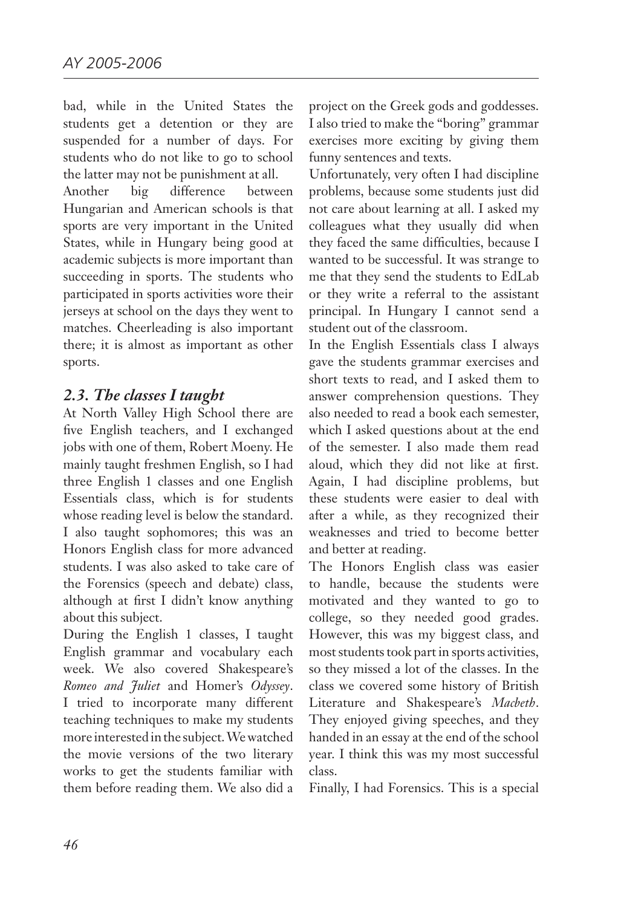bad, while in the United States the students get a detention or they are suspended for a number of days. For students who do not like to go to school the latter may not be punishment at all.

Another big difference between Hungarian and American schools is that sports are very important in the United States, while in Hungary being good at academic subjects is more important than succeeding in sports. The students who participated in sports activities wore their jerseys at school on the days they went to matches. Cheerleading is also important there; it is almost as important as other sports.

### *2.3. The classes I taught*

At North Valley High School there are five English teachers, and I exchanged jobs with one of them, Robert Moeny. He mainly taught freshmen English, so I had three English 1 classes and one English Essentials class, which is for students whose reading level is below the standard. I also taught sophomores; this was an Honors English class for more advanced students. I was also asked to take care of the Forensics (speech and debate) class, although at first I didn't know anything about this subject.

During the English 1 classes, I taught English grammar and vocabulary each week. We also covered Shakespeare's *Romeo and Juliet* and Homer's *Odyssey*. I tried to incorporate many different teaching techniques to make my students more interested in the subject. We watched the movie versions of the two literary works to get the students familiar with them before reading them. We also did a project on the Greek gods and goddesses. I also tried to make the "boring" grammar exercises more exciting by giving them funny sentences and texts.

Unfortunately, very often I had discipline problems, because some students just did not care about learning at all. I asked my colleagues what they usually did when they faced the same difficulties, because I wanted to be successful. It was strange to me that they send the students to EdLab or they write a referral to the assistant principal. In Hungary I cannot send a student out of the classroom.

In the English Essentials class I always gave the students grammar exercises and short texts to read, and I asked them to answer comprehension questions. They also needed to read a book each semester, which I asked questions about at the end of the semester. I also made them read aloud, which they did not like at first. Again, I had discipline problems, but these students were easier to deal with after a while, as they recognized their weaknesses and tried to become better and better at reading.

The Honors English class was easier to handle, because the students were motivated and they wanted to go to college, so they needed good grades. However, this was my biggest class, and most students took part in sports activities, so they missed a lot of the classes. In the class we covered some history of British Literature and Shakespeare's *Macbeth*. They enjoyed giving speeches, and they handed in an essay at the end of the school year. I think this was my most successful class.

Finally, I had Forensics. This is a special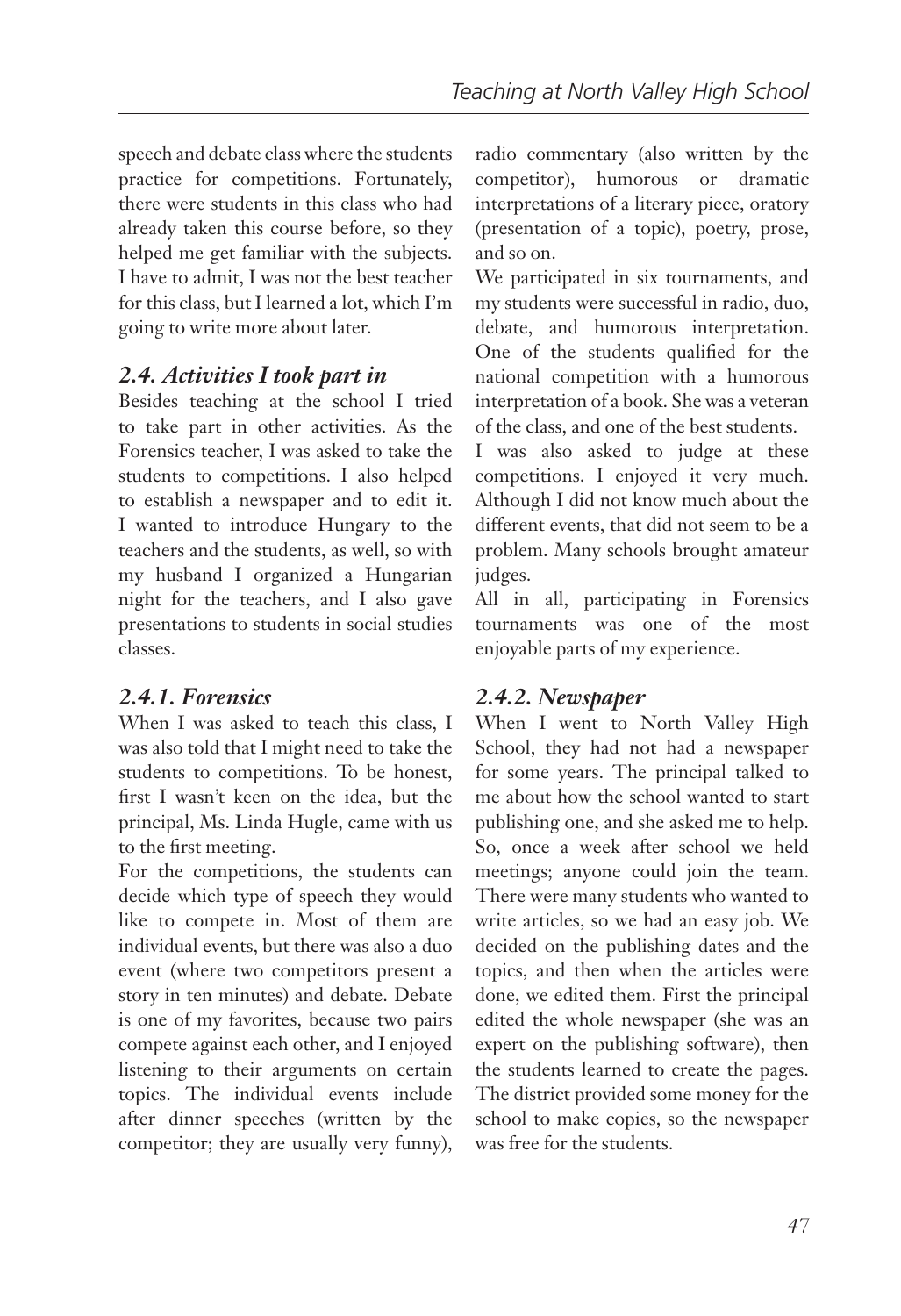speech and debate class where the students practice for competitions. Fortunately, there were students in this class who had already taken this course before, so they helped me get familiar with the subjects. I have to admit, I was not the best teacher for this class, but I learned a lot, which I'm going to write more about later.

### *2.4. Activities I took part in*

Besides teaching at the school I tried to take part in other activities. As the Forensics teacher, I was asked to take the students to competitions. I also helped to establish a newspaper and to edit it. I wanted to introduce Hungary to the teachers and the students, as well, so with my husband I organized a Hungarian night for the teachers, and I also gave presentations to students in social studies classes.

#### *2.4.1. Forensics*

When I was asked to teach this class, I was also told that I might need to take the students to competitions. To be honest, first I wasn't keen on the idea, but the principal, Ms. Linda Hugle, came with us to the first meeting.

For the competitions, the students can decide which type of speech they would like to compete in. Most of them are individual events, but there was also a duo event (where two competitors present a story in ten minutes) and debate. Debate is one of my favorites, because two pairs compete against each other, and I enjoyed listening to their arguments on certain topics. The individual events include after dinner speeches (written by the competitor; they are usually very funny), radio commentary (also written by the competitor), humorous or dramatic interpretations of a literary piece, oratory (presentation of a topic), poetry, prose, and so on.

We participated in six tournaments, and my students were successful in radio, duo, debate, and humorous interpretation. One of the students qualified for the national competition with a humorous interpretation of a book. She was a veteran of the class, and one of the best students.

I was also asked to judge at these competitions. I enjoyed it very much. Although I did not know much about the different events, that did not seem to be a problem. Many schools brought amateur judges.

All in all, participating in Forensics tournaments was one of the most enjoyable parts of my experience.

#### *2.4.2. Newspaper*

When I went to North Valley High School, they had not had a newspaper for some years. The principal talked to me about how the school wanted to start publishing one, and she asked me to help. So, once a week after school we held meetings; anyone could join the team. There were many students who wanted to write articles, so we had an easy job. We decided on the publishing dates and the topics, and then when the articles were done, we edited them. First the principal edited the whole newspaper (she was an expert on the publishing software), then the students learned to create the pages. The district provided some money for the school to make copies, so the newspaper was free for the students.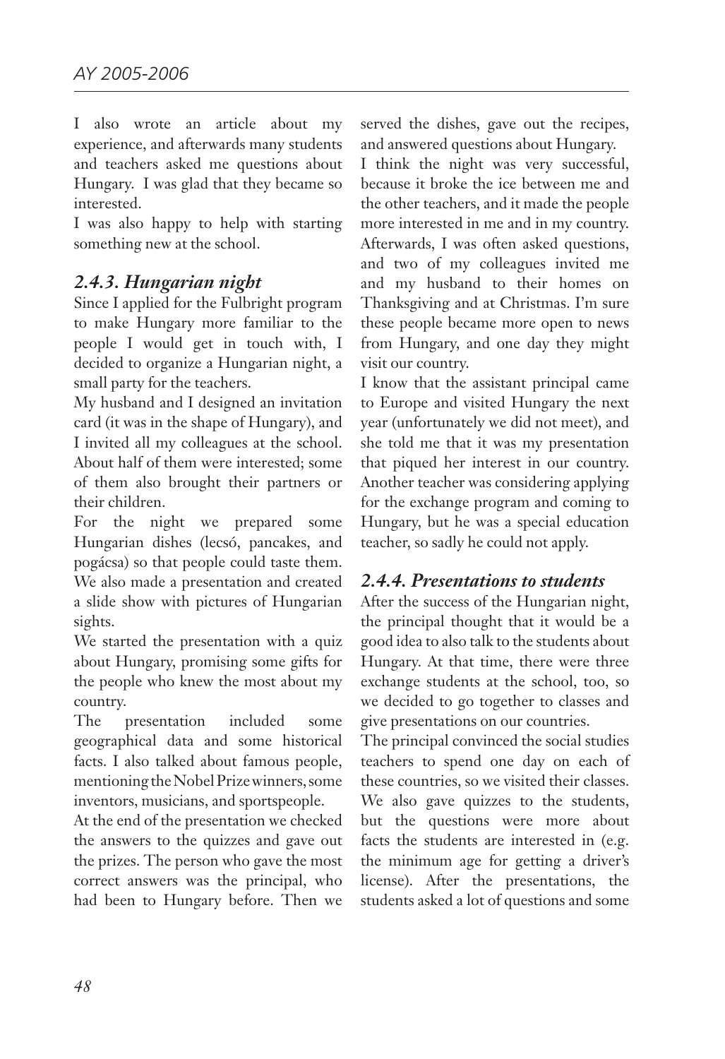I also wrote an article about my experience, and afterwards many students and teachers asked me questions about Hungary. I was glad that they became so interested.

I was also happy to help with starting something new at the school.

### *2.4.3. Hungarian night*

Since I applied for the Fulbright program to make Hungary more familiar to the people I would get in touch with, I decided to organize a Hungarian night, a small party for the teachers.

My husband and I designed an invitation card (it was in the shape of Hungary), and I invited all my colleagues at the school. About half of them were interested; some of them also brought their partners or their children.

For the night we prepared some Hungarian dishes (lecsó, pancakes, and pogácsa) so that people could taste them. We also made a presentation and created a slide show with pictures of Hungarian sights.

We started the presentation with a quiz about Hungary, promising some gifts for the people who knew the most about my country.

The presentation included some geographical data and some historical facts. I also talked about famous people, mentioning the Nobel Prize winners, some inventors, musicians, and sportspeople.

At the end of the presentation we checked the answers to the quizzes and gave out the prizes. The person who gave the most correct answers was the principal, who had been to Hungary before. Then we served the dishes, gave out the recipes, and answered questions about Hungary.

I think the night was very successful, because it broke the ice between me and the other teachers, and it made the people more interested in me and in my country. Afterwards, I was often asked questions, and two of my colleagues invited me and my husband to their homes on Thanksgiving and at Christmas. I'm sure these people became more open to news from Hungary, and one day they might visit our country.

I know that the assistant principal came to Europe and visited Hungary the next year (unfortunately we did not meet), and she told me that it was my presentation that piqued her interest in our country. Another teacher was considering applying for the exchange program and coming to Hungary, but he was a special education teacher, so sadly he could not apply.

### *2.4.4. Presentations to students*

After the success of the Hungarian night, the principal thought that it would be a good idea to also talk to the students about Hungary. At that time, there were three exchange students at the school, too, so we decided to go together to classes and give presentations on our countries.

The principal convinced the social studies teachers to spend one day on each of these countries, so we visited their classes. We also gave quizzes to the students, but the questions were more about facts the students are interested in (e.g. the minimum age for getting a driver's license). After the presentations, the students asked a lot of questions and some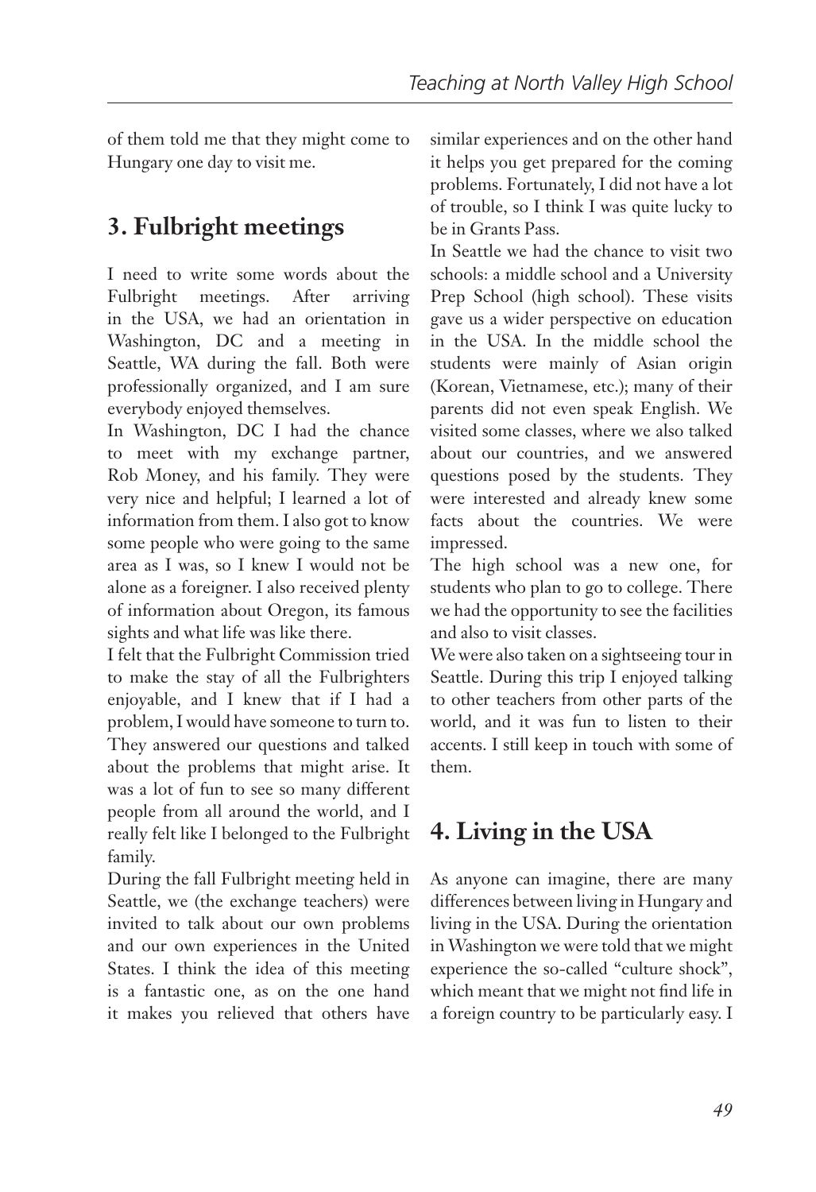of them told me that they might come to Hungary one day to visit me.

## 3. Fulbright meetings

I need to write some words about the Fulbright meetings. After arriving in the USA, we had an orientation in Washington, DC and a meeting in Seattle, WA during the fall. Both were professionally organized, and I am sure everybody enjoyed themselves.

In Washington, DC I had the chance to meet with my exchange partner, Rob Money, and his family. They were very nice and helpful; I learned a lot of information from them. I also got to know some people who were going to the same area as I was, so I knew I would not be alone as a foreigner. I also received plenty of information about Oregon, its famous sights and what life was like there.

I felt that the Fulbright Commission tried to make the stay of all the Fulbrighters enjoyable, and I knew that if I had a problem, I would have someone to turn to. They answered our questions and talked about the problems that might arise. It was a lot of fun to see so many different people from all around the world, and I really felt like I belonged to the Fulbright family.

During the fall Fulbright meeting held in Seattle, we (the exchange teachers) were invited to talk about our own problems and our own experiences in the United States. I think the idea of this meeting is a fantastic one, as on the one hand it makes you relieved that others have similar experiences and on the other hand it helps you get prepared for the coming problems. Fortunately, I did not have a lot of trouble, so I think I was quite lucky to be in Grants Pass.

In Seattle we had the chance to visit two schools: a middle school and a University Prep School (high school). These visits gave us a wider perspective on education in the USA. In the middle school the students were mainly of Asian origin (Korean, Vietnamese, etc.); many of their parents did not even speak English. We visited some classes, where we also talked about our countries, and we answered questions posed by the students. They were interested and already knew some facts about the countries. We were impressed.

The high school was a new one, for students who plan to go to college. There we had the opportunity to see the facilities and also to visit classes.

We were also taken on a sightseeing tour in Seattle. During this trip I enjoyed talking to other teachers from other parts of the world, and it was fun to listen to their accents. I still keep in touch with some of them.

## 4. Living in the USA

As anyone can imagine, there are many differences between living in Hungary and living in the USA. During the orientation in Washington we were told that we might experience the so-called "culture shock", which meant that we might not find life in a foreign country to be particularly easy. I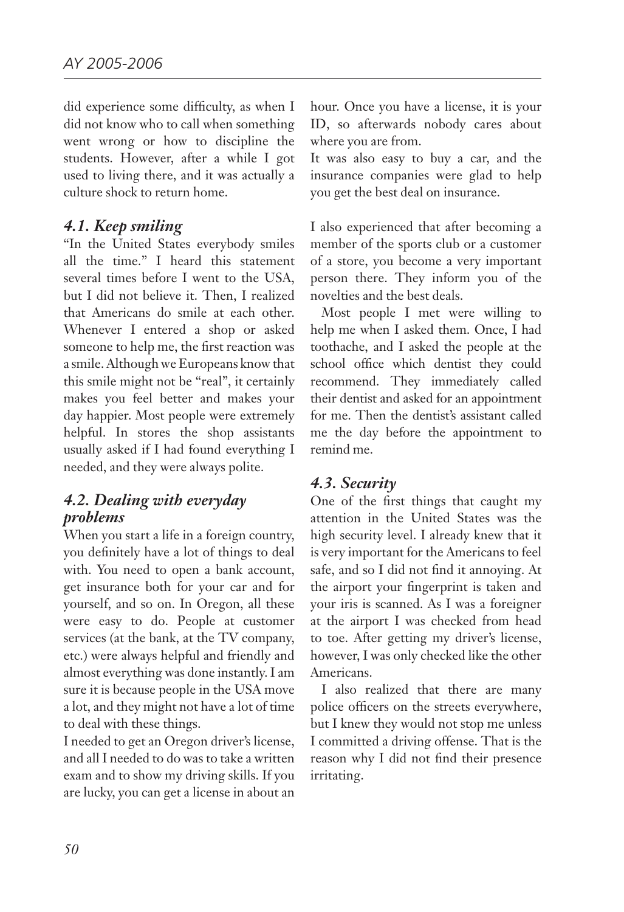did experience some difficulty, as when I did not know who to call when something went wrong or how to discipline the students. However, after a while I got used to living there, and it was actually a culture shock to return home.

### *4.1. Keep smiling*

"In the United States everybody smiles all the time." I heard this statement several times before I went to the USA, but I did not believe it. Then, I realized that Americans do smile at each other. Whenever I entered a shop or asked someone to help me, the first reaction was a smile. Although we Europeans know that this smile might not be "real", it certainly makes you feel better and makes your day happier. Most people were extremely helpful. In stores the shop assistants usually asked if I had found everything I needed, and they were always polite.

### *4.2. Dealing with everyday problems*

When you start a life in a foreign country, you definitely have a lot of things to deal with. You need to open a bank account, get insurance both for your car and for yourself, and so on. In Oregon, all these were easy to do. People at customer services (at the bank, at the TV company, etc.) were always helpful and friendly and almost everything was done instantly. I am sure it is because people in the USA move a lot, and they might not have a lot of time to deal with these things.

I needed to get an Oregon driver's license, and all I needed to do was to take a written exam and to show my driving skills. If you are lucky, you can get a license in about an hour. Once you have a license, it is your ID, so afterwards nobody cares about where you are from.

It was also easy to buy a car, and the insurance companies were glad to help you get the best deal on insurance.

I also experienced that after becoming a member of the sports club or a customer of a store, you become a very important person there. They inform you of the novelties and the best deals.

Most people I met were willing to help me when I asked them. Once, I had toothache, and I asked the people at the school office which dentist they could recommend. They immediately called their dentist and asked for an appointment for me. Then the dentist's assistant called me the day before the appointment to remind me.

### *4.3. Security*

One of the first things that caught my attention in the United States was the high security level. I already knew that it is very important for the Americans to feel safe, and so I did not find it annoying. At the airport your fingerprint is taken and your iris is scanned. As I was a foreigner at the airport I was checked from head to toe. After getting my driver's license, however, I was only checked like the other Americans.

I also realized that there are many police officers on the streets everywhere, but I knew they would not stop me unless I committed a driving offense. That is the reason why I did not find their presence irritating.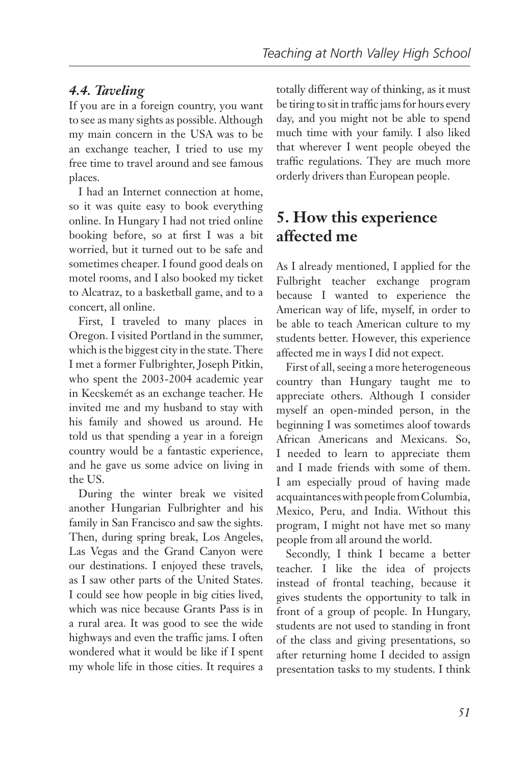### *4.4. Taveling*

If you are in a foreign country, you want to see as many sights as possible. Although my main concern in the USA was to be an exchange teacher, I tried to use my free time to travel around and see famous places.

I had an Internet connection at home, so it was quite easy to book everything online. In Hungary I had not tried online booking before, so at first I was a bit worried, but it turned out to be safe and sometimes cheaper. I found good deals on motel rooms, and I also booked my ticket to Alcatraz, to a basketball game, and to a concert, all online.

First, I traveled to many places in Oregon. I visited Portland in the summer, which is the biggest city in the state. There I met a former Fulbrighter, Joseph Pitkin, who spent the 2003-2004 academic year in Kecskemét as an exchange teacher. He invited me and my husband to stay with his family and showed us around. He told us that spending a year in a foreign country would be a fantastic experience, and he gave us some advice on living in the US.

During the winter break we visited another Hungarian Fulbrighter and his family in San Francisco and saw the sights. Then, during spring break, Los Angeles, Las Vegas and the Grand Canyon were our destinations. I enjoyed these travels, as I saw other parts of the United States. I could see how people in big cities lived, which was nice because Grants Pass is in a rural area. It was good to see the wide highways and even the traffic jams. I often wondered what it would be like if I spent my whole life in those cities. It requires a totally different way of thinking, as it must be tiring to sit in traffic jams for hours every day, and you might not be able to spend much time with your family. I also liked that wherever I went people obeyed the traffic regulations. They are much more orderly drivers than European people.

## 5. How this experience affected me

As I already mentioned, I applied for the Fulbright teacher exchange program because I wanted to experience the American way of life, myself, in order to be able to teach American culture to my students better. However, this experience affected me in ways I did not expect.

First of all, seeing a more heterogeneous country than Hungary taught me to appreciate others. Although I consider myself an open-minded person, in the beginning I was sometimes aloof towards African Americans and Mexicans. So, I needed to learn to appreciate them and I made friends with some of them. I am especially proud of having made acquaintances with people from Columbia, Mexico, Peru, and India. Without this program, I might not have met so many people from all around the world.

Secondly, I think I became a better teacher. I like the idea of projects instead of frontal teaching, because it gives students the opportunity to talk in front of a group of people. In Hungary, students are not used to standing in front of the class and giving presentations, so after returning home I decided to assign presentation tasks to my students. I think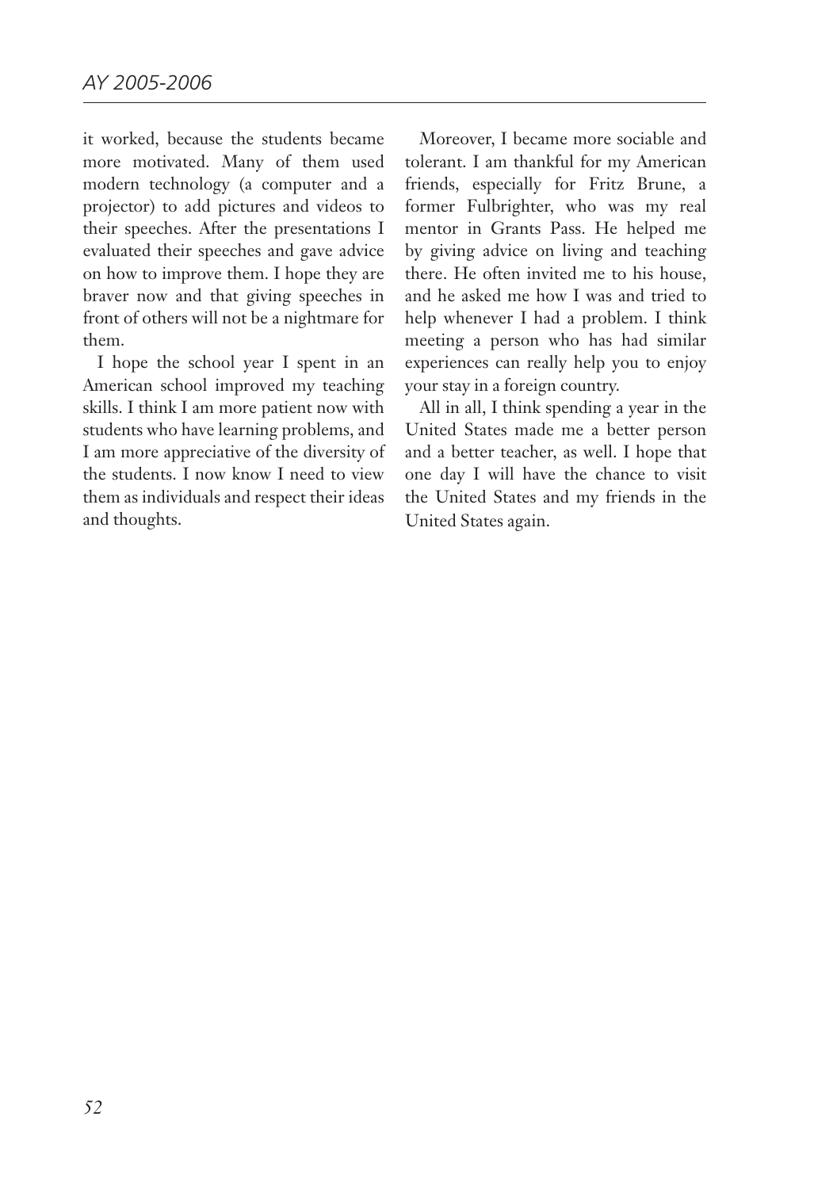it worked, because the students became more motivated. Many of them used modern technology (a computer and a projector) to add pictures and videos to their speeches. After the presentations I evaluated their speeches and gave advice on how to improve them. I hope they are braver now and that giving speeches in front of others will not be a nightmare for them.

I hope the school year I spent in an American school improved my teaching skills. I think I am more patient now with students who have learning problems, and I am more appreciative of the diversity of the students. I now know I need to view them as individuals and respect their ideas and thoughts.

Moreover, I became more sociable and tolerant. I am thankful for my American friends, especially for Fritz Brune, a former Fulbrighter, who was my real mentor in Grants Pass. He helped me by giving advice on living and teaching there. He often invited me to his house, and he asked me how I was and tried to help whenever I had a problem. I think meeting a person who has had similar experiences can really help you to enjoy your stay in a foreign country.

All in all, I think spending a year in the United States made me a better person and a better teacher, as well. I hope that one day I will have the chance to visit the United States and my friends in the United States again.